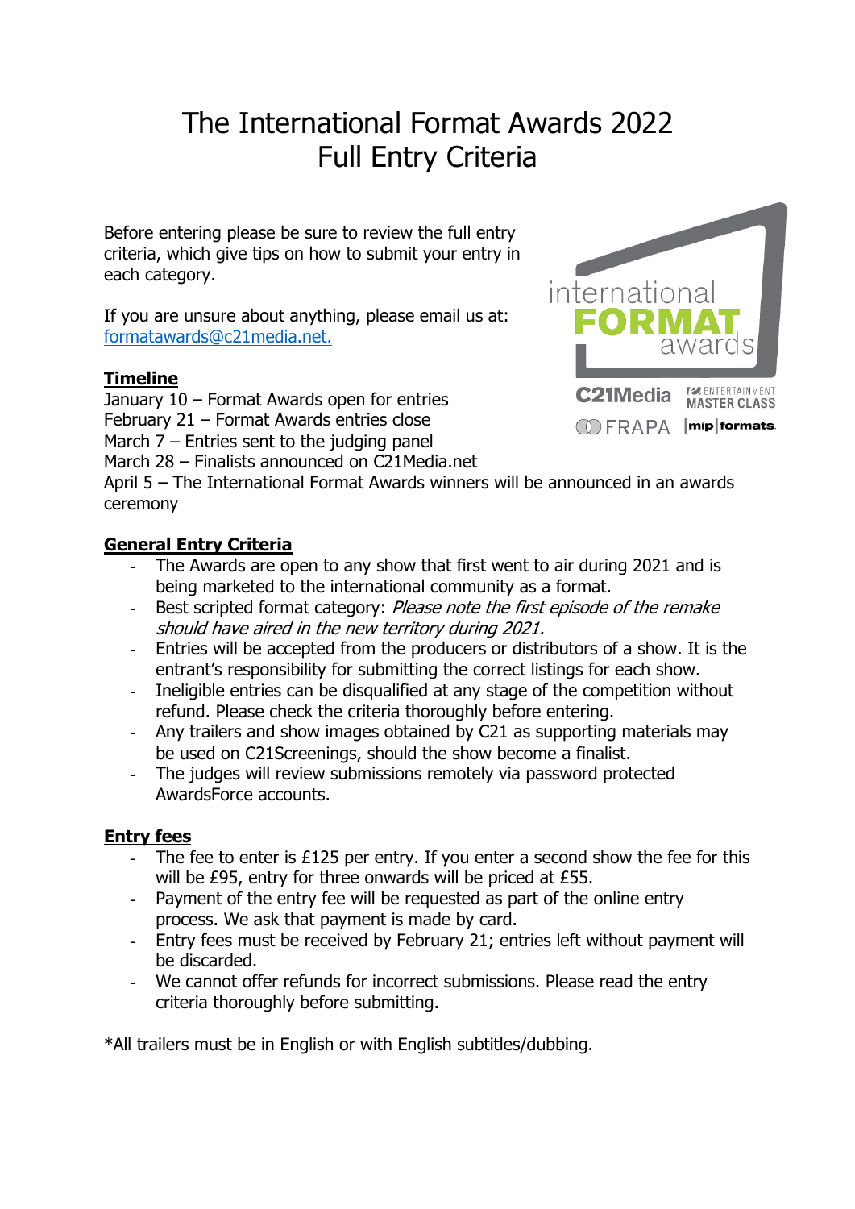# The International Format Awards 2022
# Full Entry Criteria

Before entering please be sure to review the full entry criteria, which give tips on how to submit your entry in each category.

If you are unsure about anything, please email us at: [formatawards@c21media.net.](mailto:formatawards@c21media.net)

## Timeline

January 10 – Format Awards open for entries
February 21 – Format Awards entries close
March 7 – Entries sent to the judging panel
March 28 – Finalists announced on C21Media.net
April 5 – The International Format Awards winners will be announced in an awards ceremony

## General Entry Criteria

- The Awards are open to any show that first went to air during 2021 and is being marketed to the international community as a format.
- Best scripted format category: *Please note the first episode of the remake should have aired in the new territory during 2021.*
- Entries will be accepted from the producers or distributors of a show. It is the entrant's responsibility for submitting the correct listings for each show.
- Ineligible entries can be disqualified at any stage of the competition without refund. Please check the criteria thoroughly before entering.
- Any trailers and show images obtained by C21 as supporting materials may be used on C21Screenings, should the show become a finalist.
- The judges will review submissions remotely via password protected AwardsForce accounts.

## Entry fees

- The fee to enter is £125 per entry. If you enter a second show the fee for this will be £95, entry for three onwards will be priced at £55.
- Payment of the entry fee will be requested as part of the online entry process. We ask that payment is made by card.
- Entry fees must be received by February 21; entries left without payment will be discarded.
- We cannot offer refunds for incorrect submissions. Please read the entry criteria thoroughly before submitting.

*All trailers must be in English or with English subtitles/dubbing.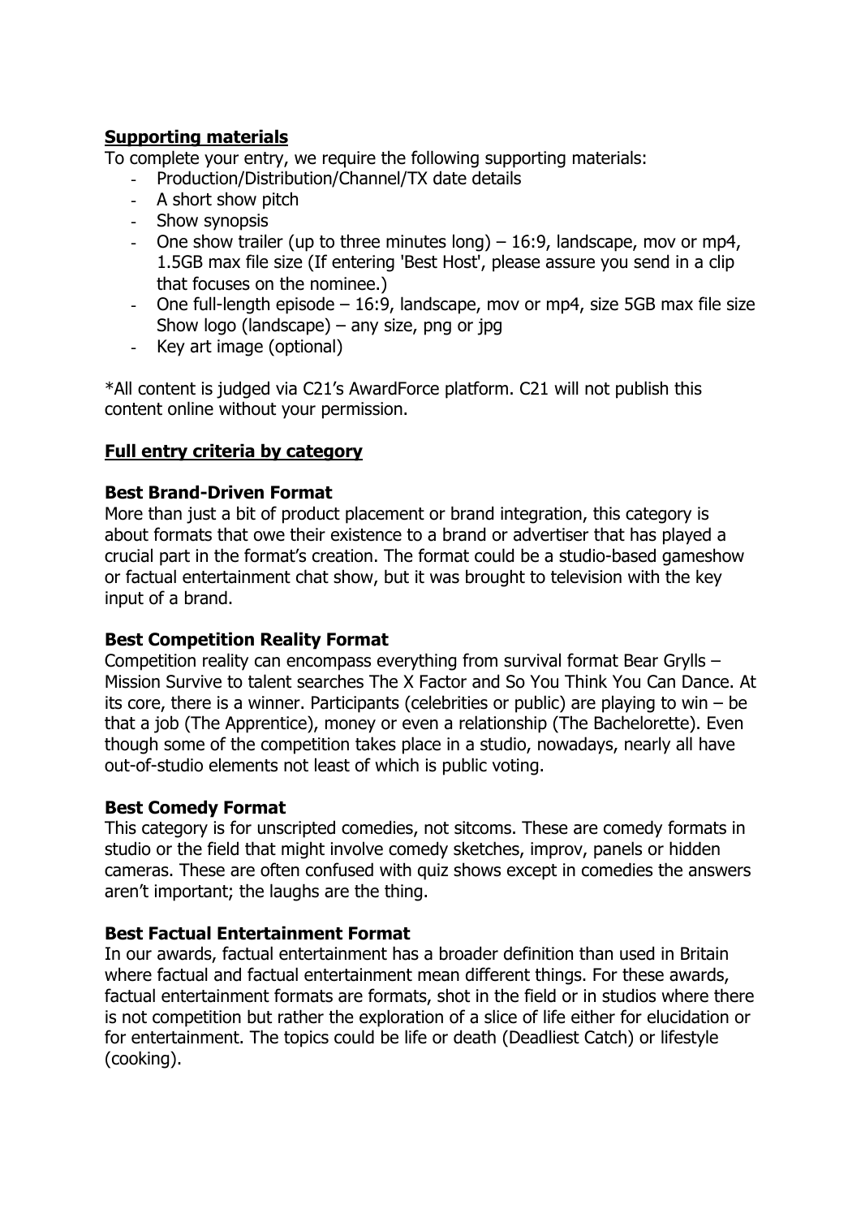**Supporting materials**

To complete your entry, we require the following supporting materials:

- Production/Distribution/Channel/TX date details
- A short show pitch
- Show synopsis
- One show trailer (up to three minutes long) – 16:9, landscape, mov or mp4, 1.5GB max file size (If entering 'Best Host', please assure you send in a clip that focuses on the nominee.)
- One full-length episode – 16:9, landscape, mov or mp4, size 5GB max file size Show logo (landscape) – any size, png or jpg
- Key art image (optional)

*All content is judged via C21's AwardForce platform. C21 will not publish this content online without your permission.

**Full entry criteria by category**

**Best Brand-Driven Format**

More than just a bit of product placement or brand integration, this category is about formats that owe their existence to a brand or advertiser that has played a crucial part in the format's creation. The format could be a studio-based gameshow or factual entertainment chat show, but it was brought to television with the key input of a brand.

**Best Competition Reality Format**

Competition reality can encompass everything from survival format Bear Grylls – Mission Survive to talent searches The X Factor and So You Think You Can Dance. At its core, there is a winner. Participants (celebrities or public) are playing to win – be that a job (The Apprentice), money or even a relationship (The Bachelorette). Even though some of the competition takes place in a studio, nowadays, nearly all have out-of-studio elements not least of which is public voting.

**Best Comedy Format**

This category is for unscripted comedies, not sitcoms. These are comedy formats in studio or the field that might involve comedy sketches, improv, panels or hidden cameras. These are often confused with quiz shows except in comedies the answers aren't important; the laughs are the thing.

**Best Factual Entertainment Format**

In our awards, factual entertainment has a broader definition than used in Britain where factual and factual entertainment mean different things. For these awards, factual entertainment formats are formats, shot in the field or in studios where there is not competition but rather the exploration of a slice of life either for elucidation or for entertainment. The topics could be life or death (Deadliest Catch) or lifestyle (cooking).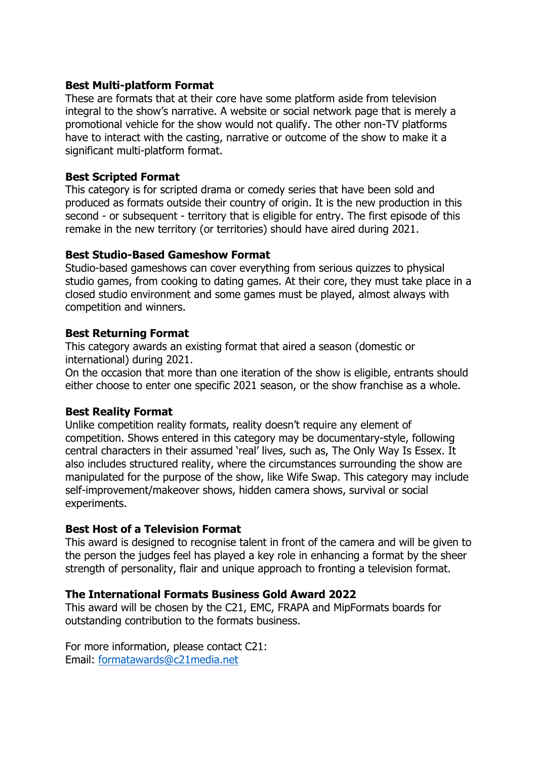**Best Multi-platform Format**
These are formats that at their core have some platform aside from television integral to the show's narrative. A website or social network page that is merely a promotional vehicle for the show would not qualify. The other non-TV platforms have to interact with the casting, narrative or outcome of the show to make it a significant multi-platform format.

**Best Scripted Format**
This category is for scripted drama or comedy series that have been sold and produced as formats outside their country of origin. It is the new production in this second - or subsequent - territory that is eligible for entry. The first episode of this remake in the new territory (or territories) should have aired during 2021.

**Best Studio-Based Gameshow Format**
Studio-based gameshows can cover everything from serious quizzes to physical studio games, from cooking to dating games. At their core, they must take place in a closed studio environment and some games must be played, almost always with competition and winners.

**Best Returning Format**
This category awards an existing format that aired a season (domestic or international) during 2021.
On the occasion that more than one iteration of the show is eligible, entrants should either choose to enter one specific 2021 season, or the show franchise as a whole.

**Best Reality Format**
Unlike competition reality formats, reality doesn't require any element of competition. Shows entered in this category may be documentary-style, following central characters in their assumed 'real' lives, such as, The Only Way Is Essex. It also includes structured reality, where the circumstances surrounding the show are manipulated for the purpose of the show, like Wife Swap. This category may include self-improvement/makeover shows, hidden camera shows, survival or social experiments.

**Best Host of a Television Format**
This award is designed to recognise talent in front of the camera and will be given to the person the judges feel has played a key role in enhancing a format by the sheer strength of personality, flair and unique approach to fronting a television format.

**The International Formats Business Gold Award 2022**
This award will be chosen by the C21, EMC, FRAPA and MipFormats boards for outstanding contribution to the formats business.

For more information, please contact C21:
Email: formatawards@c21media.net